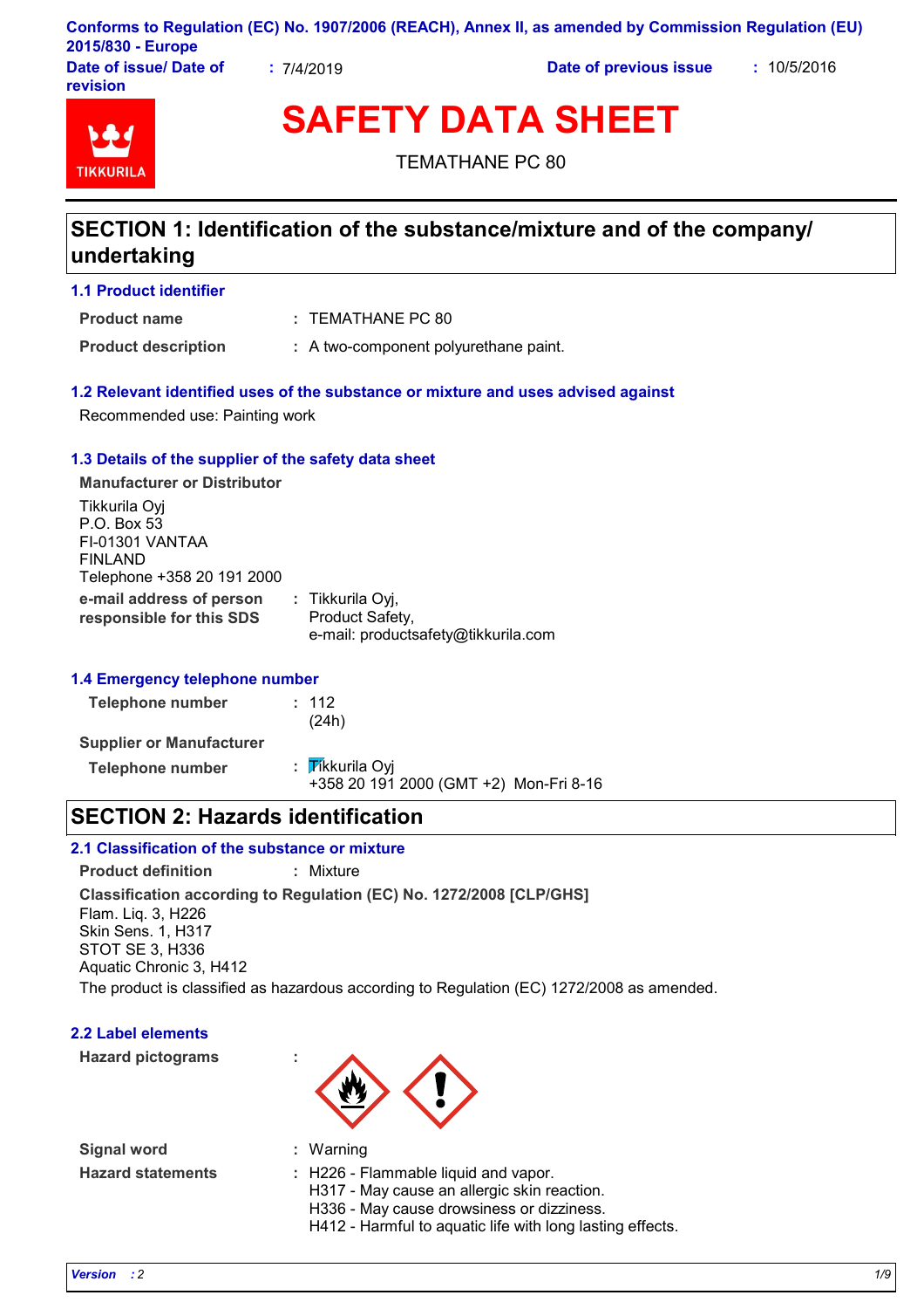Conforms to Regulation (EC) No. 1907/2006 (REACH), Annex II, as amended by Commission Regulation (EU) 2015/830 - Europe

**Date of issue/ Date of revision** : 7/4/2019 **Date of previous issue** : 10/5/2016

# SAFETY DATA SHEET

TEMATHANE PC 80

## SECTION 1: Identification of the substance/mixture and of the company/ undertaking

### 1.1 Product identifier

**Product name** : TEMATHANE PC 80

**Product description** : A two-component polyurethane paint.

### 1.2 Relevant identified uses of the substance or mixture and uses advised against

Recommended use: Painting work

### 1.3 Details of the supplier of the safety data sheet

**Manufacturer or Distributor**

Tikkurila Oyj
P.O. Box 53
FI-01301 VANTAA
FINLAND
Telephone +358 20 191 2000

**e-mail address of person responsible for this SDS** : Tikkurila Oyj, Product Safety, e-mail: productsafety@tikkurila.com

### 1.4 Emergency telephone number

**Telephone number** : 112 (24h)

**Supplier or Manufacturer**

**Telephone number** : Tikkurila Oyj
+358 20 191 2000 (GMT +2) Mon-Fri 8-16

## SECTION 2: Hazards identification

### 2.1 Classification of the substance or mixture

**Product definition** : Mixture

**Classification according to Regulation (EC) No. 1272/2008 [CLP/GHS]**

Flam. Liq. 3, H226
Skin Sens. 1, H317
STOT SE 3, H336
Aquatic Chronic 3, H412

The product is classified as hazardous according to Regulation (EC) 1272/2008 as amended.

### 2.2 Label elements

**Hazard pictograms** :

**Signal word** : Warning

**Hazard statements** : H226 - Flammable liquid and vapor.
H317 - May cause an allergic skin reaction.
H336 - May cause drowsiness or dizziness.
H412 - Harmful to aquatic life with long lasting effects.

*Version* : 2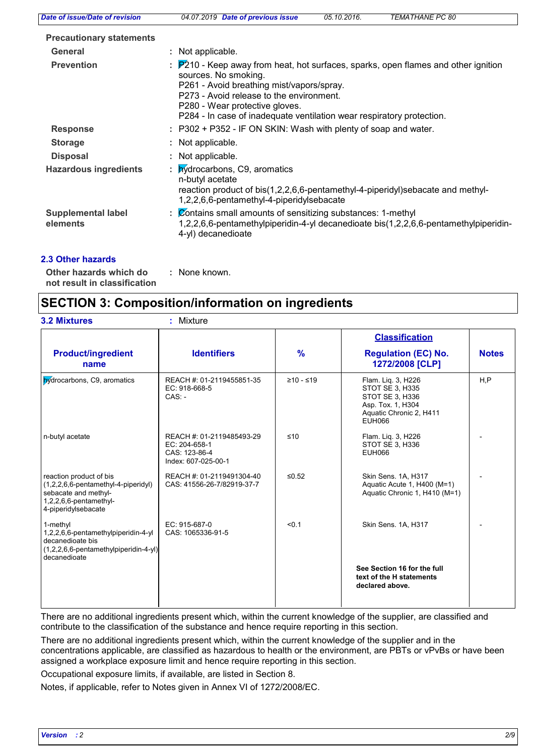**Precautionary statements**

| | |
|---|---|
| **General** | : Not applicable. |
| **Prevention** | : P210 - Keep away from heat, hot surfaces, sparks, open flames and other ignition sources. No smoking.<br>P261 - Avoid breathing mist/vapors/spray.<br>P273 - Avoid release to the environment.<br>P280 - Wear protective gloves.<br>P284 - In case of inadequate ventilation wear respiratory protection. |
| **Response** | : P302 + P352 - IF ON SKIN: Wash with plenty of soap and water. |
| **Storage** | : Not applicable. |
| **Disposal** | : Not applicable. |
| **Hazardous ingredients** | : hydrocarbons, C9, aromatics<br>n-butyl acetate<br>reaction product of bis(1,2,2,6,6-pentamethyl-4-piperidyl)sebacate and methyl-1,2,2,6,6-pentamethyl-4-piperidylsebacate |
| **Supplemental label elements** | : Contains small amounts of sensitizing substances: 1-methyl 1,2,2,6,6-pentamethylpiperidin-4-yl decanedioate bis(1,2,2,6,6-pentamethylpiperidin-4-yl) decanedioate |

### 2.3 Other hazards

**Other hazards which do not result in classification** : None known.

## SECTION 3: Composition/information on ingredients

**3.2 Mixtures** : Mixture

| Product/ingredient name | Identifiers | % | Classification Regulation (EC) No. 1272/2008 [CLP] | Notes |
|---|---|---|---|---|
| hydrocarbons, C9, aromatics | REACH #: 01-2119455851-35<br>EC: 918-668-5<br>CAS: - | ≥10 - ≤19 | Flam. Liq. 3, H226<br>STOT SE 3, H335<br>STOT SE 3, H336<br>Asp. Tox. 1, H304<br>Aquatic Chronic 2, H411<br>EUH066 | H,P |
| n-butyl acetate | REACH #: 01-2119485493-29<br>EC: 204-658-1<br>CAS: 123-86-4<br>Index: 607-025-00-1 | ≤10 | Flam. Liq. 3, H226<br>STOT SE 3, H336<br>EUH066 | - |
| reaction product of bis (1,2,2,6,6-pentamethyl-4-piperidyl) sebacate and methyl-1,2,2,6,6-pentamethyl-4-piperidylsebacate | REACH #: 01-2119491304-40<br>CAS: 41556-26-7/82919-37-7 | ≤0.52 | Skin Sens. 1A, H317<br>Aquatic Acute 1, H400 (M=1)<br>Aquatic Chronic 1, H410 (M=1) | - |
| 1-methyl 1,2,2,6,6-pentamethylpiperidin-4-yl decanedioate bis (1,2,2,6,6-pentamethylpiperidin-4-yl) decanedioate | EC: 915-687-0<br>CAS: 1065336-91-5 | <0.1 | Skin Sens. 1A, H317 | - |
| | | | **See Section 16 for the full text of the H statements declared above.** | |

There are no additional ingredients present which, within the current knowledge of the supplier, are classified and contribute to the classification of the substance and hence require reporting in this section.

There are no additional ingredients present which, within the current knowledge of the supplier and in the concentrations applicable, are classified as hazardous to health or the environment, are PBTs or vPvBs or have been assigned a workplace exposure limit and hence require reporting in this section.

Occupational exposure limits, if available, are listed in Section 8.

Notes, if applicable, refer to Notes given in Annex VI of 1272/2008/EC.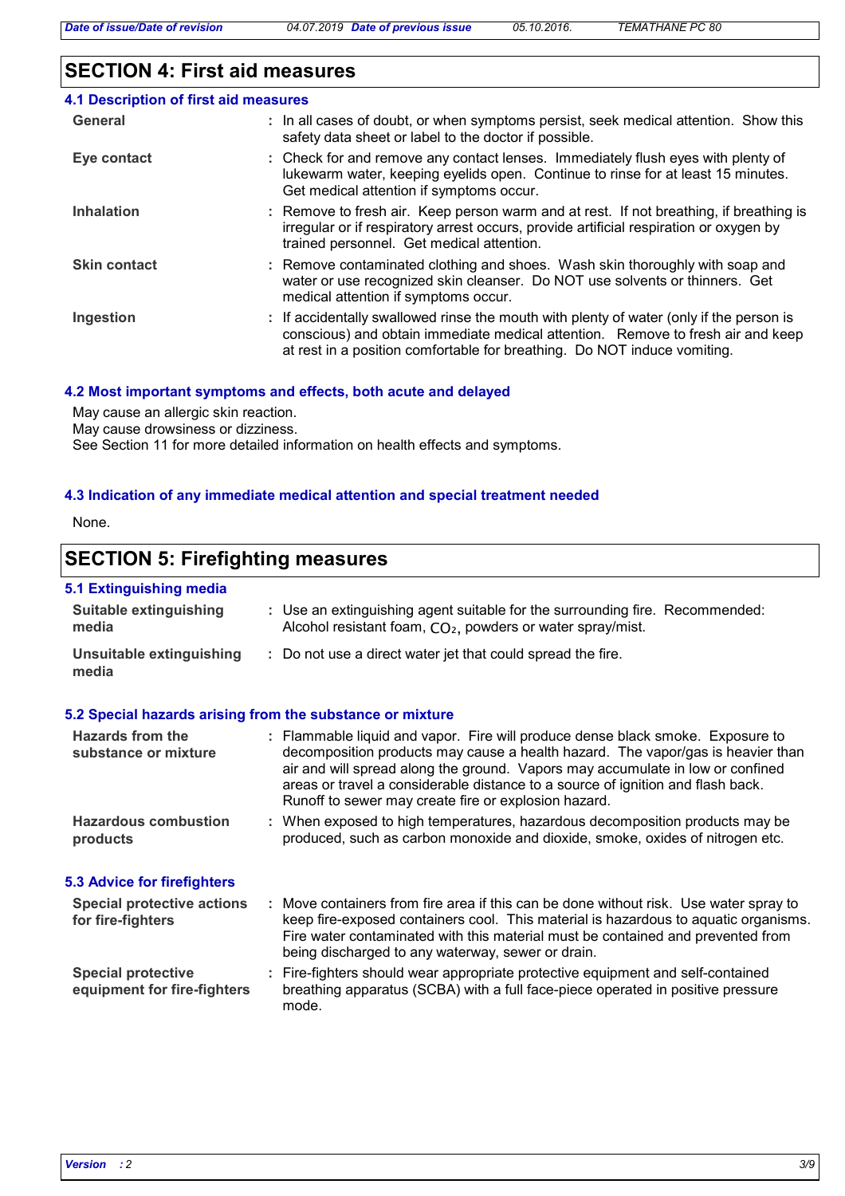## SECTION 4: First aid measures

### 4.1 Description of first aid measures

| | |
|---|---|
| **General** | In all cases of doubt, or when symptoms persist, seek medical attention. Show this safety data sheet or label to the doctor if possible. |
| **Eye contact** | Check for and remove any contact lenses. Immediately flush eyes with plenty of lukewarm water, keeping eyelids open. Continue to rinse for at least 15 minutes. Get medical attention if symptoms occur. |
| **Inhalation** | Remove to fresh air. Keep person warm and at rest. If not breathing, if breathing is irregular or if respiratory arrest occurs, provide artificial respiration or oxygen by trained personnel. Get medical attention. |
| **Skin contact** | Remove contaminated clothing and shoes. Wash skin thoroughly with soap and water or use recognized skin cleanser. Do NOT use solvents or thinners. Get medical attention if symptoms occur. |
| **Ingestion** | If accidentally swallowed rinse the mouth with plenty of water (only if the person is conscious) and obtain immediate medical attention. Remove to fresh air and keep at rest in a position comfortable for breathing. Do NOT induce vomiting. |

### 4.2 Most important symptoms and effects, both acute and delayed

May cause an allergic skin reaction.
May cause drowsiness or dizziness.
See Section 11 for more detailed information on health effects and symptoms.

### 4.3 Indication of any immediate medical attention and special treatment needed

None.

## SECTION 5: Firefighting measures

### 5.1 Extinguishing media

| | |
|---|---|
| **Suitable extinguishing media** | Use an extinguishing agent suitable for the surrounding fire. Recommended: Alcohol resistant foam, $CO_2$, powders or water spray/mist. |
| **Unsuitable extinguishing media** | Do not use a direct water jet that could spread the fire. |

### 5.2 Special hazards arising from the substance or mixture

| | |
|---|---|
| **Hazards from the substance or mixture** | Flammable liquid and vapor. Fire will produce dense black smoke. Exposure to decomposition products may cause a health hazard. The vapor/gas is heavier than air and will spread along the ground. Vapors may accumulate in low or confined areas or travel a considerable distance to a source of ignition and flash back. Runoff to sewer may create fire or explosion hazard. |
| **Hazardous combustion products** | When exposed to high temperatures, hazardous decomposition products may be produced, such as carbon monoxide and dioxide, smoke, oxides of nitrogen etc. |

### 5.3 Advice for firefighters

| | |
|---|---|
| **Special protective actions for fire-fighters** | Move containers from fire area if this can be done without risk. Use water spray to keep fire-exposed containers cool. This material is hazardous to aquatic organisms. Fire water contaminated with this material must be contained and prevented from being discharged to any waterway, sewer or drain. |
| **Special protective equipment for fire-fighters** | Fire-fighters should wear appropriate protective equipment and self-contained breathing apparatus (SCBA) with a full face-piece operated in positive pressure mode. |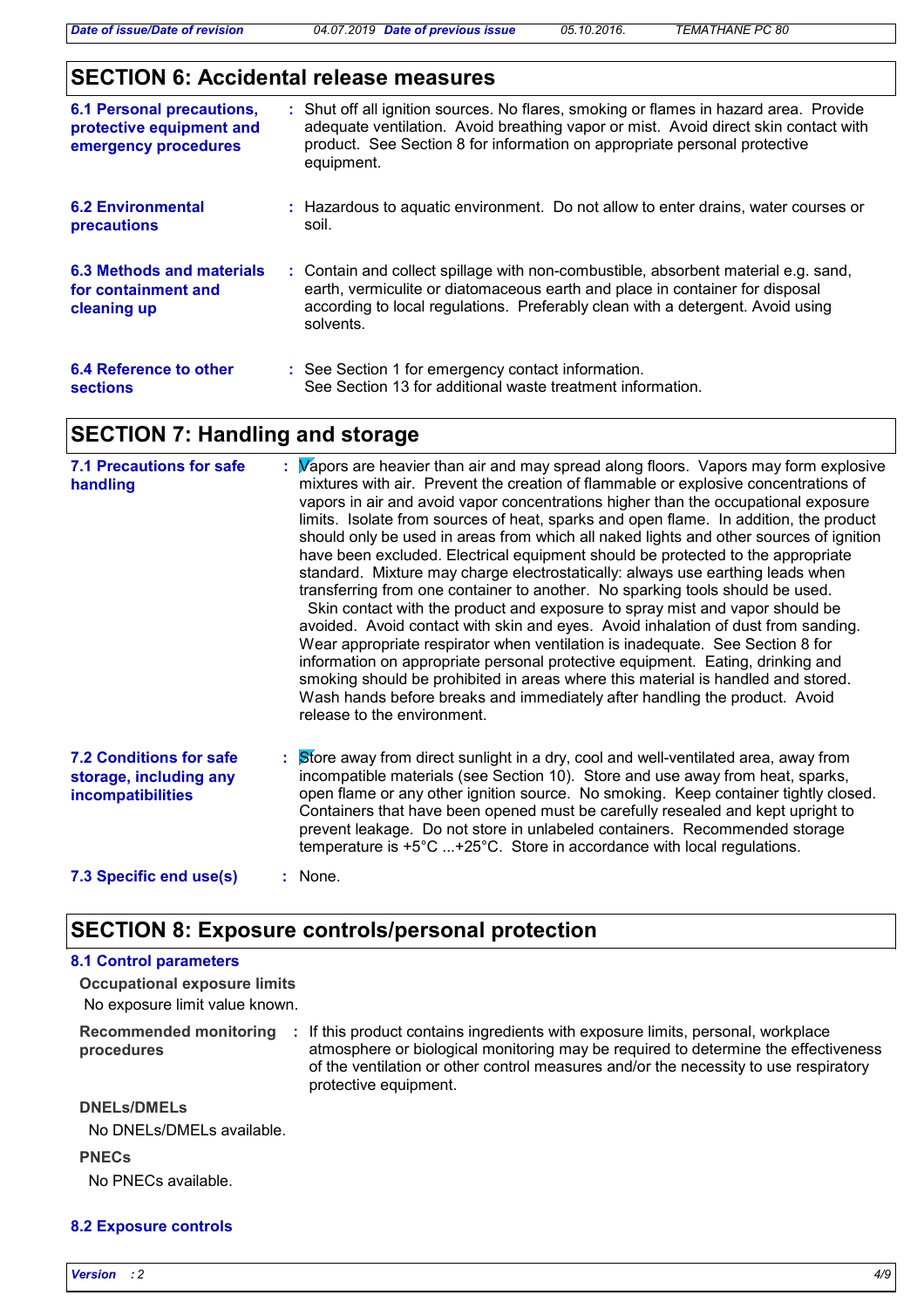## SECTION 6: Accidental release measures

**6.1 Personal precautions, protective equipment and emergency procedures**
: Shut off all ignition sources. No flares, smoking or flames in hazard area. Provide adequate ventilation. Avoid breathing vapor or mist. Avoid direct skin contact with product. See Section 8 for information on appropriate personal protective equipment.

**6.2 Environmental precautions**
: Hazardous to aquatic environment. Do not allow to enter drains, water courses or soil.

**6.3 Methods and materials for containment and cleaning up**
: Contain and collect spillage with non-combustible, absorbent material e.g. sand, earth, vermiculite or diatomaceous earth and place in container for disposal according to local regulations. Preferably clean with a detergent. Avoid using solvents.

**6.4 Reference to other sections**
: See Section 1 for emergency contact information.
See Section 13 for additional waste treatment information.

## SECTION 7: Handling and storage

**7.1 Precautions for safe handling**
: Vapors are heavier than air and may spread along floors. Vapors may form explosive mixtures with air. Prevent the creation of flammable or explosive concentrations of vapors in air and avoid vapor concentrations higher than the occupational exposure limits. Isolate from sources of heat, sparks and open flame. In addition, the product should only be used in areas from which all naked lights and other sources of ignition have been excluded. Electrical equipment should be protected to the appropriate standard. Mixture may charge electrostatically: always use earthing leads when transferring from one container to another. No sparking tools should be used.
Skin contact with the product and exposure to spray mist and vapor should be avoided. Avoid contact with skin and eyes. Avoid inhalation of dust from sanding. Wear appropriate respirator when ventilation is inadequate. See Section 8 for information on appropriate personal protective equipment. Eating, drinking and smoking should be prohibited in areas where this material is handled and stored. Wash hands before breaks and immediately after handling the product. Avoid release to the environment.

**7.2 Conditions for safe storage, including any incompatibilities**
: Store away from direct sunlight in a dry, cool and well-ventilated area, away from incompatible materials (see Section 10). Store and use away from heat, sparks, open flame or any other ignition source. No smoking. Keep container tightly closed. Containers that have been opened must be carefully resealed and kept upright to prevent leakage. Do not store in unlabeled containers. Recommended storage temperature is +5°C ...+25°C. Store in accordance with local regulations.

**7.3 Specific end use(s)**
: None.

## SECTION 8: Exposure controls/personal protection

### 8.1 Control parameters

**Occupational exposure limits**

No exposure limit value known.

**Recommended monitoring procedures**
: If this product contains ingredients with exposure limits, personal, workplace atmosphere or biological monitoring may be required to determine the effectiveness of the ventilation or other control measures and/or the necessity to use respiratory protective equipment.

**DNELs/DMELs**

No DNELs/DMELs available.

**PNECs**

No PNECs available.

### 8.2 Exposure controls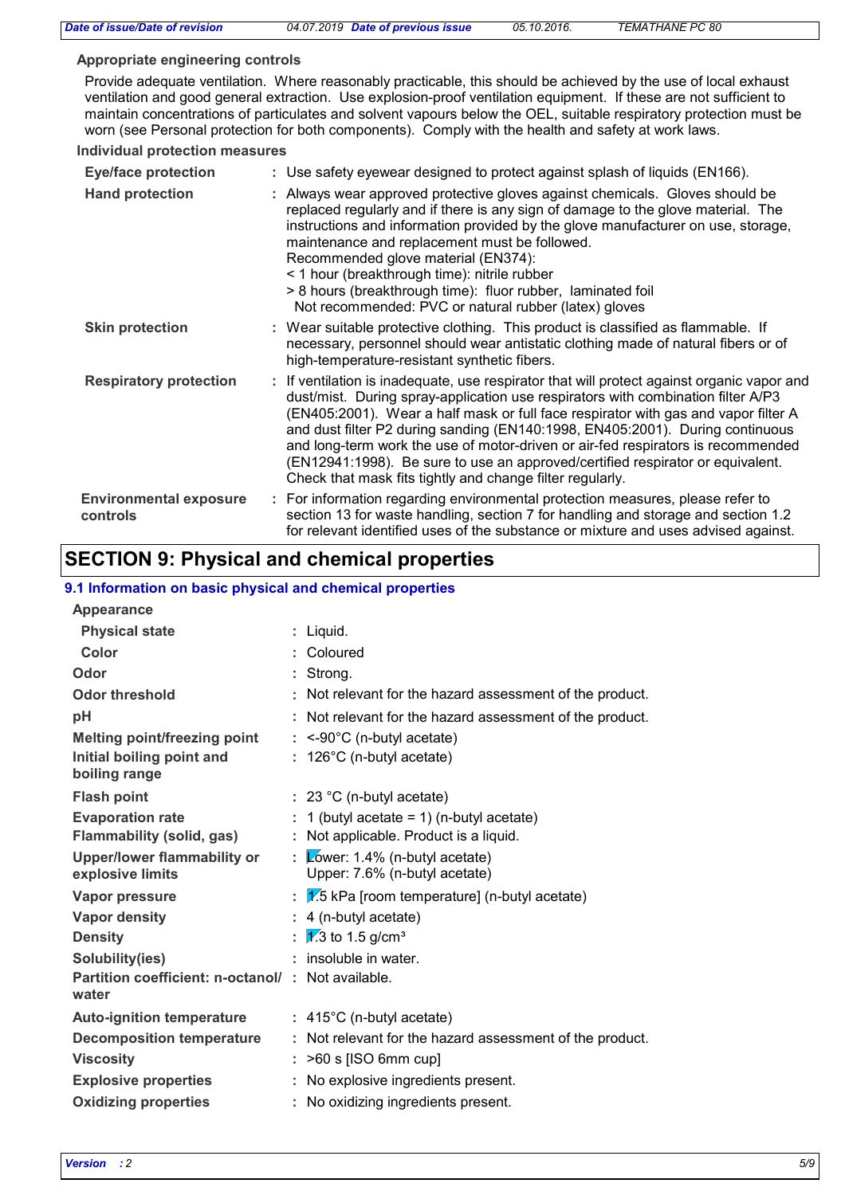### Appropriate engineering controls

Provide adequate ventilation. Where reasonably practicable, this should be achieved by the use of local exhaust ventilation and good general extraction. Use explosion-proof ventilation equipment. If these are not sufficient to maintain concentrations of particulates and solvent vapours below the OEL, suitable respiratory protection must be worn (see Personal protection for both components). Comply with the health and safety at work laws.

### Individual protection measures

| | |
|---|---|
| **Eye/face protection** | : Use safety eyewear designed to protect against splash of liquids (EN166). |
| **Hand protection** | : Always wear approved protective gloves against chemicals. Gloves should be replaced regularly and if there is any sign of damage to the glove material. The instructions and information provided by the glove manufacturer on use, storage, maintenance and replacement must be followed.<br>Recommended glove material (EN374):<br>< 1 hour (breakthrough time): nitrile rubber<br>> 8 hours (breakthrough time): fluor rubber, laminated foil<br>Not recommended: PVC or natural rubber (latex) gloves |
| **Skin protection** | : Wear suitable protective clothing. This product is classified as flammable. If necessary, personnel should wear antistatic clothing made of natural fibers or of high-temperature-resistant synthetic fibers. |
| **Respiratory protection** | : If ventilation is inadequate, use respirator that will protect against organic vapor and dust/mist. During spray-application use respirators with combination filter A/P3 (EN405:2001). Wear a half mask or full face respirator with gas and vapor filter A and dust filter P2 during sanding (EN140:1998, EN405:2001). During continuous and long-term work the use of motor-driven or air-fed respirators is recommended (EN12941:1998). Be sure to use an approved/certified respirator or equivalent. Check that mask fits tightly and change filter regularly. |
| **Environmental exposure controls** | : For information regarding environmental protection measures, please refer to section 13 for waste handling, section 7 for handling and storage and section 1.2 for relevant identified uses of the substance or mixture and uses advised against. |

## SECTION 9: Physical and chemical properties

### 9.1 Information on basic physical and chemical properties

| | |
|---|---|
| **Appearance** | |
| **Physical state** | : Liquid. |
| **Color** | : Coloured |
| **Odor** | : Strong. |
| **Odor threshold** | : Not relevant for the hazard assessment of the product. |
| **pH** | : Not relevant for the hazard assessment of the product. |
| **Melting point/freezing point** | : <-90°C (n-butyl acetate) |
| **Initial boiling point and boiling range** | : 126°C (n-butyl acetate) |
| **Flash point** | : 23 °C (n-butyl acetate) |
| **Evaporation rate** | : 1 (butyl acetate = 1) (n-butyl acetate) |
| **Flammability (solid, gas)** | : Not applicable. Product is a liquid. |
| **Upper/lower flammability or explosive limits** | : Lower: 1.4% (n-butyl acetate)<br>Upper: 7.6% (n-butyl acetate) |
| **Vapor pressure** | : 1.5 kPa [room temperature] (n-butyl acetate) |
| **Vapor density** | : 4 (n-butyl acetate) |
| **Density** | : 1.3 to 1.5 g/cm³ |
| **Solubility(ies)** | : insoluble in water. |
| **Partition coefficient: n-octanol/ water** | : Not available. |
| **Auto-ignition temperature** | : 415°C (n-butyl acetate) |
| **Decomposition temperature** | : Not relevant for the hazard assessment of the product. |
| **Viscosity** | : >60 s [ISO 6mm cup] |
| **Explosive properties** | : No explosive ingredients present. |
| **Oxidizing properties** | : No oxidizing ingredients present. |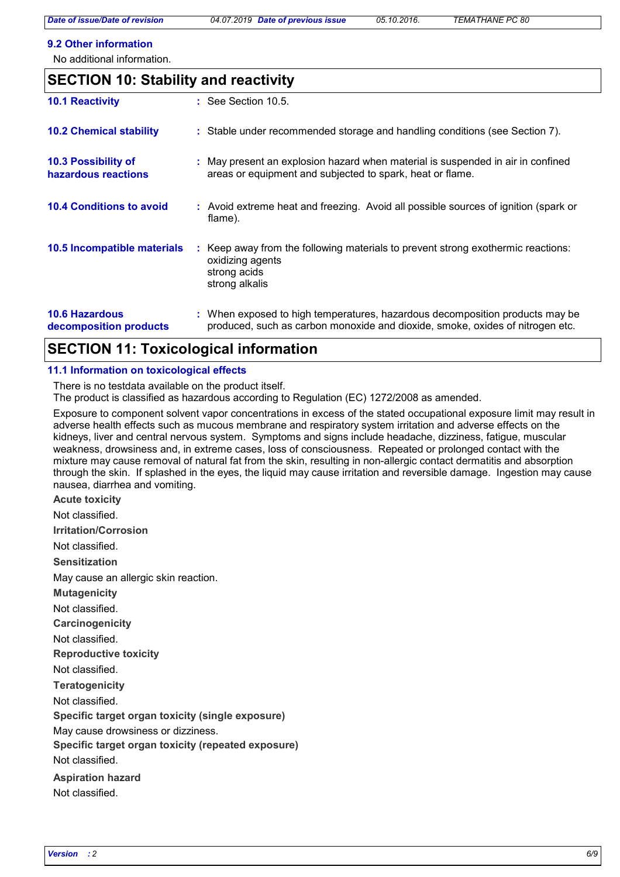### 9.2 Other information

No additional information.

## SECTION 10: Stability and reactivity

| | |
|---|---|
| **10.1 Reactivity** | See Section 10.5. |
| **10.2 Chemical stability** | Stable under recommended storage and handling conditions (see Section 7). |
| **10.3 Possibility of hazardous reactions** | May present an explosion hazard when material is suspended in air in confined areas or equipment and subjected to spark, heat or flame. |
| **10.4 Conditions to avoid** | Avoid extreme heat and freezing. Avoid all possible sources of ignition (spark or flame). |
| **10.5 Incompatible materials** | Keep away from the following materials to prevent strong exothermic reactions: oxidizing agents<br>strong acids<br>strong alkalis |
| **10.6 Hazardous decomposition products** | When exposed to high temperatures, hazardous decomposition products may be produced, such as carbon monoxide and dioxide, smoke, oxides of nitrogen etc. |

## SECTION 11: Toxicological information

### 11.1 Information on toxicological effects

There is no testdata available on the product itself.
The product is classified as hazardous according to Regulation (EC) 1272/2008 as amended.

Exposure to component solvent vapor concentrations in excess of the stated occupational exposure limit may result in adverse health effects such as mucous membrane and respiratory system irritation and adverse effects on the kidneys, liver and central nervous system. Symptoms and signs include headache, dizziness, fatigue, muscular weakness, drowsiness and, in extreme cases, loss of consciousness. Repeated or prolonged contact with the mixture may cause removal of natural fat from the skin, resulting in non-allergic contact dermatitis and absorption through the skin. If splashed in the eyes, the liquid may cause irritation and reversible damage. Ingestion may cause nausea, diarrhea and vomiting.

**Acute toxicity**

Not classified.

**Irritation/Corrosion**

Not classified.

**Sensitization**

May cause an allergic skin reaction.

**Mutagenicity**

Not classified.

**Carcinogenicity**

Not classified.

**Reproductive toxicity**

Not classified.

**Teratogenicity**

Not classified.

**Specific target organ toxicity (single exposure)**

May cause drowsiness or dizziness.

**Specific target organ toxicity (repeated exposure)**

Not classified.

**Aspiration hazard**

Not classified.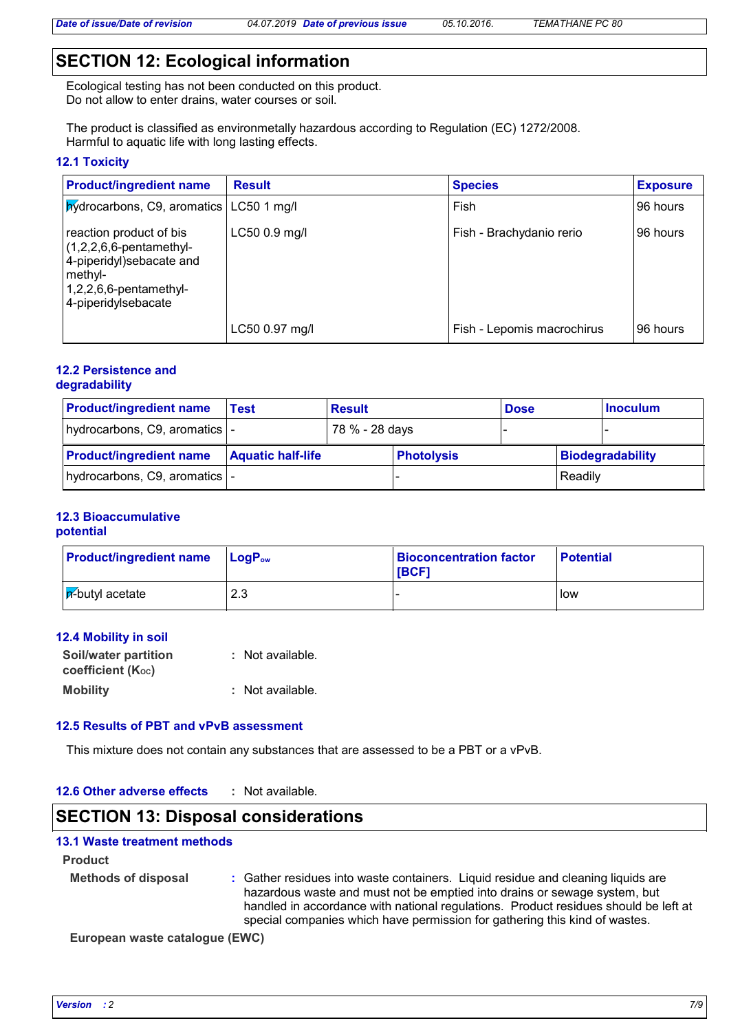## SECTION 12: Ecological information

Ecological testing has not been conducted on this product.
Do not allow to enter drains, water courses or soil.

The product is classified as environmetally hazardous according to Regulation (EC) 1272/2008.
Harmful to aquatic life with long lasting effects.

### 12.1 Toxicity

| Product/ingredient name | Result | Species | Exposure |
|---|---|---|---|
| hydrocarbons, C9, aromatics | LC50 1 mg/l | Fish | 96 hours |
| reaction product of bis (1,2,2,6,6-pentamethyl-4-piperidyl)sebacate and methyl-1,2,2,6,6-pentamethyl-4-piperidylsebacate | LC50 0.9 mg/l | Fish - Brachydanio rerio | 96 hours |
| | LC50 0.97 mg/l | Fish - Lepomis macrochirus | 96 hours |

### 12.2 Persistence and degradability

| Product/ingredient name | Test | Result | Dose | Inoculum |
|---|---|---|---|---|
| hydrocarbons, C9, aromatics | - | 78 % - 28 days | - | - |

| Product/ingredient name | Aquatic half-life | Photolysis | Biodegradability |
|---|---|---|---|
| hydrocarbons, C9, aromatics | - | - | Readily |

### 12.3 Bioaccumulative potential

| Product/ingredient name | $LogP_{ow}$ | Bioconcentration factor [BCF] | Potential |
|---|---|---|---|
| n-butyl acetate | 2.3 | - | low |

### 12.4 Mobility in soil

**Soil/water partition coefficient ($K_{OC}$)** : Not available.

**Mobility** : Not available.

### 12.5 Results of PBT and vPvB assessment

This mixture does not contain any substances that are assessed to be a PBT or a vPvB.

### 12.6 Other adverse effects

: Not available.

## SECTION 13: Disposal considerations

### 13.1 Waste treatment methods

**Product**

**Methods of disposal** : Gather residues into waste containers. Liquid residue and cleaning liquids are hazardous waste and must not be emptied into drains or sewage system, but handled in accordance with national regulations. Product residues should be left at special companies which have permission for gathering this kind of wastes.

**European waste catalogue (EWC)**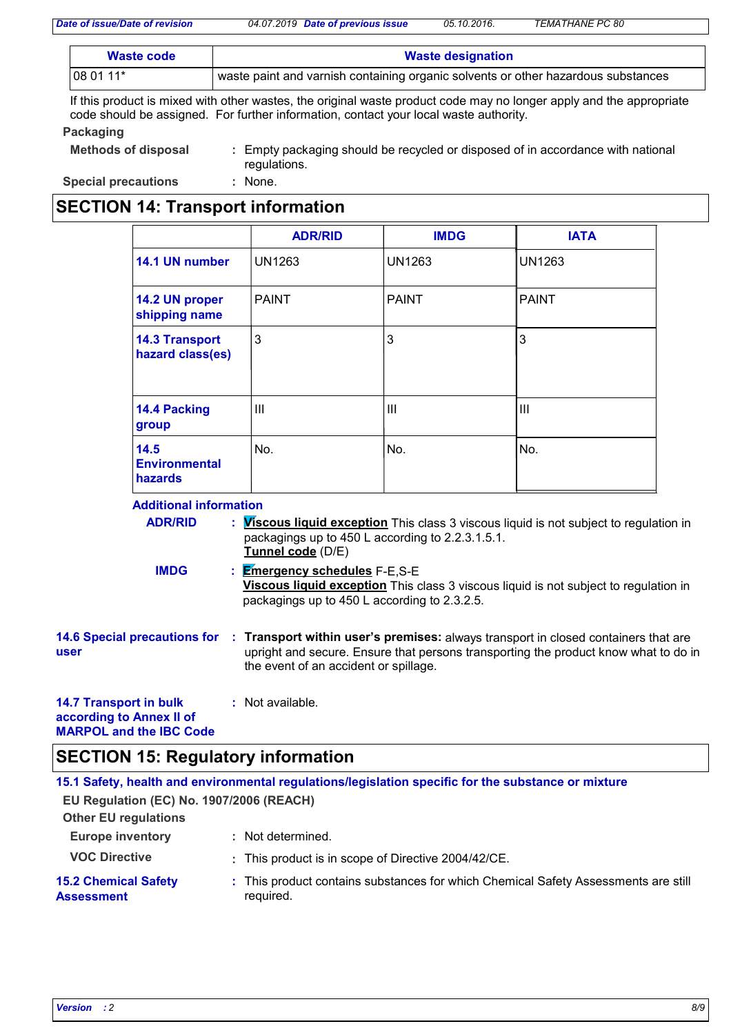| Waste code | Waste designation |
| --- | --- |
| 08 01 11* | waste paint and varnish containing organic solvents or other hazardous substances |

If this product is mixed with other wastes, the original waste product code may no longer apply and the appropriate code should be assigned. For further information, contact your local waste authority.

**Packaging**

**Methods of disposal** : Empty packaging should be recycled or disposed of in accordance with national regulations.

**Special precautions** : None.

## SECTION 14: Transport information

| | ADR/RID | IMDG | IATA |
| --- | --- | --- | --- |
| **14.1 UN number** | UN1263 | UN1263 | UN1263 |
| **14.2 UN proper shipping name** | PAINT | PAINT | PAINT |
| **14.3 Transport hazard class(es)** | 3 | 3 | 3 |
| **14.4 Packing group** | III | III | III |
| **14.5 Environmental hazards** | No. | No. | No. |

**Additional information**

**ADR/RID** : **Viscous liquid exception** This class 3 viscous liquid is not subject to regulation in packagings up to 450 L according to 2.2.3.1.5.1.
**Tunnel code** (D/E)

**IMDG** : **Emergency schedules** F-E,S-E
**Viscous liquid exception** This class 3 viscous liquid is not subject to regulation in packagings up to 450 L according to 2.3.2.5.

**14.6 Special precautions for user** : **Transport within user's premises:** always transport in closed containers that are upright and secure. Ensure that persons transporting the product know what to do in the event of an accident or spillage.

**14.7 Transport in bulk according to Annex II of MARPOL and the IBC Code** : Not available.

## SECTION 15: Regulatory information

**15.1 Safety, health and environmental regulations/legislation specific for the substance or mixture**

**EU Regulation (EC) No. 1907/2006 (REACH)**

**Other EU regulations**

**Europe inventory** : Not determined.

**VOC Directive** : This product is in scope of Directive 2004/42/CE.

**15.2 Chemical Safety Assessment** : This product contains substances for which Chemical Safety Assessments are still required.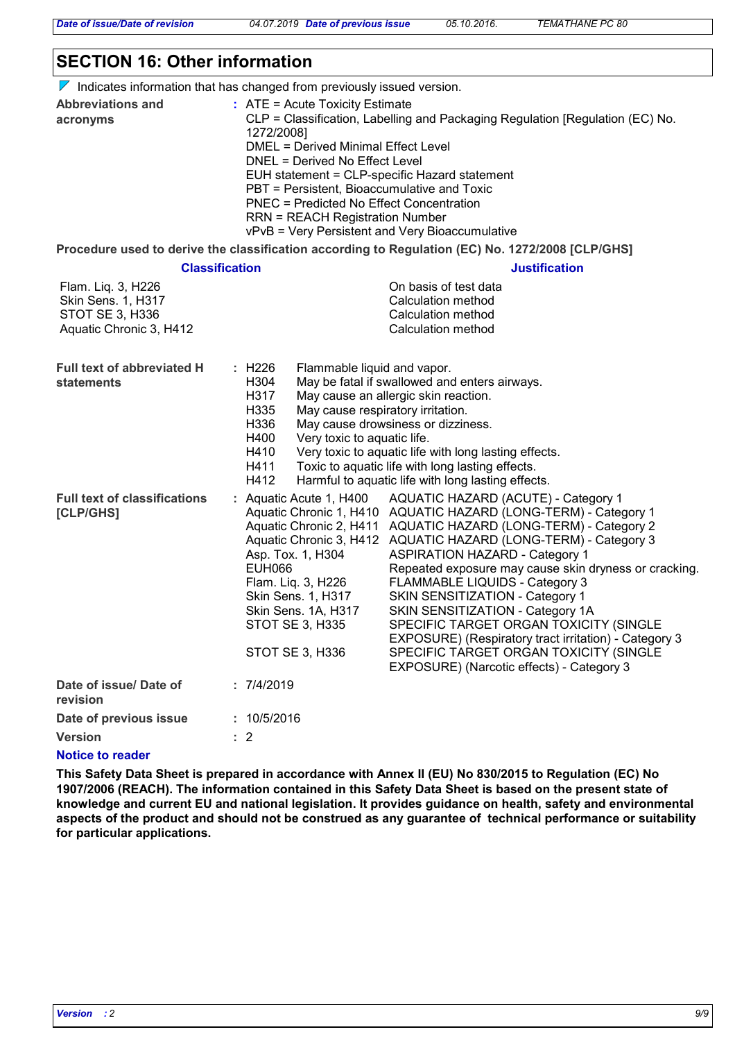## SECTION 16: Other information

Indicates information that has changed from previously issued version.

**Abbreviations and acronyms** : ATE = Acute Toxicity Estimate
CLP = Classification, Labelling and Packaging Regulation [Regulation (EC) No. 1272/2008]
DMEL = Derived Minimal Effect Level
DNEL = Derived No Effect Level
EUH statement = CLP-specific Hazard statement
PBT = Persistent, Bioaccumulative and Toxic
PNEC = Predicted No Effect Concentration
RRN = REACH Registration Number
vPvB = Very Persistent and Very Bioaccumulative

**Procedure used to derive the classification according to Regulation (EC) No. 1272/2008 [CLP/GHS]**

| Classification | Justification |
|---|---|
| Flam. Liq. 3, H226 | On basis of test data |
| Skin Sens. 1, H317 | Calculation method |
| STOT SE 3, H336 | Calculation method |
| Aquatic Chronic 3, H412 | Calculation method |

**Full text of abbreviated H statements** :

| | |
|---|---|
| H226 | Flammable liquid and vapor. |
| H304 | May be fatal if swallowed and enters airways. |
| H317 | May cause an allergic skin reaction. |
| H335 | May cause respiratory irritation. |
| H336 | May cause drowsiness or dizziness. |
| H400 | Very toxic to aquatic life. |
| H410 | Very toxic to aquatic life with long lasting effects. |
| H411 | Toxic to aquatic life with long lasting effects. |
| H412 | Harmful to aquatic life with long lasting effects. |

**Full text of classifications [CLP/GHS]** :

| | |
|---|---|
| Aquatic Acute 1, H400 | AQUATIC HAZARD (ACUTE) - Category 1 |
| Aquatic Chronic 1, H410 | AQUATIC HAZARD (LONG-TERM) - Category 1 |
| Aquatic Chronic 2, H411 | AQUATIC HAZARD (LONG-TERM) - Category 2 |
| Aquatic Chronic 3, H412 | AQUATIC HAZARD (LONG-TERM) - Category 3 |
| Asp. Tox. 1, H304 | ASPIRATION HAZARD - Category 1 |
| EUH066 | Repeated exposure may cause skin dryness or cracking. |
| Flam. Liq. 3, H226 | FLAMMABLE LIQUIDS - Category 3 |
| Skin Sens. 1, H317 | SKIN SENSITIZATION - Category 1 |
| Skin Sens. 1A, H317 | SKIN SENSITIZATION - Category 1A |
| STOT SE 3, H335 | SPECIFIC TARGET ORGAN TOXICITY (SINGLE EXPOSURE) (Respiratory tract irritation) - Category 3 |
| STOT SE 3, H336 | SPECIFIC TARGET ORGAN TOXICITY (SINGLE EXPOSURE) (Narcotic effects) - Category 3 |

**Date of issue/ Date of revision** : 7/4/2019

**Date of previous issue** : 10/5/2016

**Version** : 2

**Notice to reader**

**This Safety Data Sheet is prepared in accordance with Annex II (EU) No 830/2015 to Regulation (EC) No 1907/2006 (REACH). The information contained in this Safety Data Sheet is based on the present state of knowledge and current EU and national legislation. It provides guidance on health, safety and environmental aspects of the product and should not be construed as any guarantee of technical performance or suitability for particular applications.**